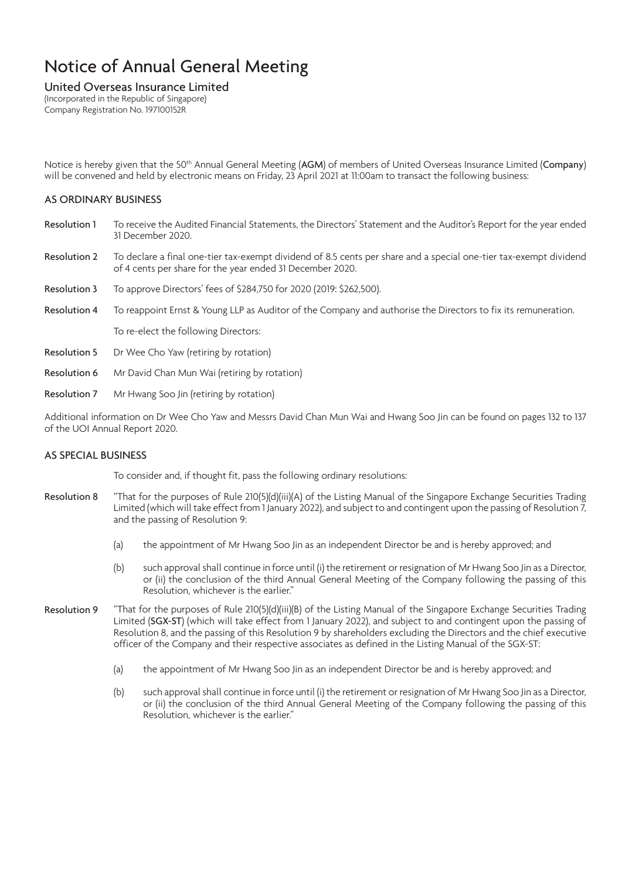# Notice of Annual General Meeting

## United Overseas Insurance Limited

(Incorporated in the Republic of Singapore)
Company Registration No. 197100152R

Notice is hereby given that the 50th Annual General Meeting (**AGM**) of members of United Overseas Insurance Limited (**Company**) will be convened and held by electronic means on Friday, 23 April 2021 at 11:00am to transact the following business:

### AS ORDINARY BUSINESS

**Resolution 1** To receive the Audited Financial Statements, the Directors' Statement and the Auditor's Report for the year ended 31 December 2020.

**Resolution 2** To declare a final one-tier tax-exempt dividend of 8.5 cents per share and a special one-tier tax-exempt dividend of 4 cents per share for the year ended 31 December 2020.

**Resolution 3** To approve Directors' fees of $284,750 for 2020 (2019: $262,500).

**Resolution 4** To reappoint Ernst & Young LLP as Auditor of the Company and authorise the Directors to fix its remuneration.

To re-elect the following Directors:

**Resolution 5** Dr Wee Cho Yaw (retiring by rotation)

**Resolution 6** Mr David Chan Mun Wai (retiring by rotation)

**Resolution 7** Mr Hwang Soo Jin (retiring by rotation)

Additional information on Dr Wee Cho Yaw and Messrs David Chan Mun Wai and Hwang Soo Jin can be found on pages 132 to 137 of the UOI Annual Report 2020.

### AS SPECIAL BUSINESS

To consider and, if thought fit, pass the following ordinary resolutions:

**Resolution 8** "That for the purposes of Rule 210(5)(d)(iii)(A) of the Listing Manual of the Singapore Exchange Securities Trading Limited (which will take effect from 1 January 2022), and subject to and contingent upon the passing of Resolution 7, and the passing of Resolution 9:

(a) the appointment of Mr Hwang Soo Jin as an independent Director be and is hereby approved; and

(b) such approval shall continue in force until (i) the retirement or resignation of Mr Hwang Soo Jin as a Director, or (ii) the conclusion of the third Annual General Meeting of the Company following the passing of this Resolution, whichever is the earlier."

**Resolution 9** "That for the purposes of Rule 210(5)(d)(iii)(B) of the Listing Manual of the Singapore Exchange Securities Trading Limited (**SGX-ST**) (which will take effect from 1 January 2022), and subject to and contingent upon the passing of Resolution 8, and the passing of this Resolution 9 by shareholders excluding the Directors and the chief executive officer of the Company and their respective associates as defined in the Listing Manual of the SGX-ST:

(a) the appointment of Mr Hwang Soo Jin as an independent Director be and is hereby approved; and

(b) such approval shall continue in force until (i) the retirement or resignation of Mr Hwang Soo Jin as a Director, or (ii) the conclusion of the third Annual General Meeting of the Company following the passing of this Resolution, whichever is the earlier."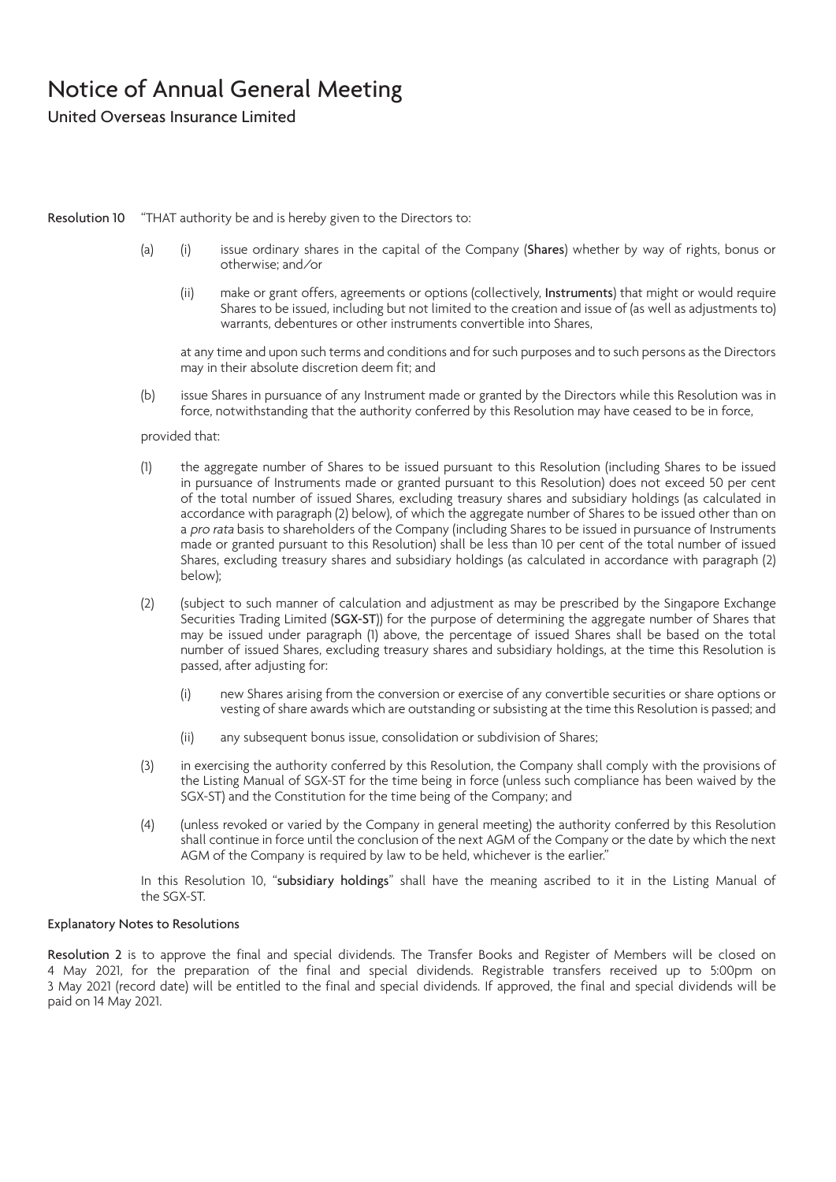# Notice of Annual General Meeting

United Overseas Insurance Limited

**Resolution 10** "THAT authority be and is hereby given to the Directors to:

(a) (i) issue ordinary shares in the capital of the Company (**Shares**) whether by way of rights, bonus or otherwise; and/or

(ii) make or grant offers, agreements or options (collectively, **Instruments**) that might or would require Shares to be issued, including but not limited to the creation and issue of (as well as adjustments to) warrants, debentures or other instruments convertible into Shares,

at any time and upon such terms and conditions and for such purposes and to such persons as the Directors may in their absolute discretion deem fit; and

(b) issue Shares in pursuance of any Instrument made or granted by the Directors while this Resolution was in force, notwithstanding that the authority conferred by this Resolution may have ceased to be in force,

provided that:

(1) the aggregate number of Shares to be issued pursuant to this Resolution (including Shares to be issued in pursuance of Instruments made or granted pursuant to this Resolution) does not exceed 50 per cent of the total number of issued Shares, excluding treasury shares and subsidiary holdings (as calculated in accordance with paragraph (2) below), of which the aggregate number of Shares to be issued other than on a *pro rata* basis to shareholders of the Company (including Shares to be issued in pursuance of Instruments made or granted pursuant to this Resolution) shall be less than 10 per cent of the total number of issued Shares, excluding treasury shares and subsidiary holdings (as calculated in accordance with paragraph (2) below);

(2) (subject to such manner of calculation and adjustment as may be prescribed by the Singapore Exchange Securities Trading Limited (**SGX-ST**)) for the purpose of determining the aggregate number of Shares that may be issued under paragraph (1) above, the percentage of issued Shares shall be based on the total number of issued Shares, excluding treasury shares and subsidiary holdings, at the time this Resolution is passed, after adjusting for:

(i) new Shares arising from the conversion or exercise of any convertible securities or share options or vesting of share awards which are outstanding or subsisting at the time this Resolution is passed; and

(ii) any subsequent bonus issue, consolidation or subdivision of Shares;

(3) in exercising the authority conferred by this Resolution, the Company shall comply with the provisions of the Listing Manual of SGX-ST for the time being in force (unless such compliance has been waived by the SGX-ST) and the Constitution for the time being of the Company; and

(4) (unless revoked or varied by the Company in general meeting) the authority conferred by this Resolution shall continue in force until the conclusion of the next AGM of the Company or the date by which the next AGM of the Company is required by law to be held, whichever is the earlier."

In this Resolution 10, "**subsidiary holdings**" shall have the meaning ascribed to it in the Listing Manual of the SGX-ST.

## Explanatory Notes to Resolutions

**Resolution 2** is to approve the final and special dividends. The Transfer Books and Register of Members will be closed on 4 May 2021, for the preparation of the final and special dividends. Registrable transfers received up to 5:00pm on 3 May 2021 (record date) will be entitled to the final and special dividends. If approved, the final and special dividends will be paid on 14 May 2021.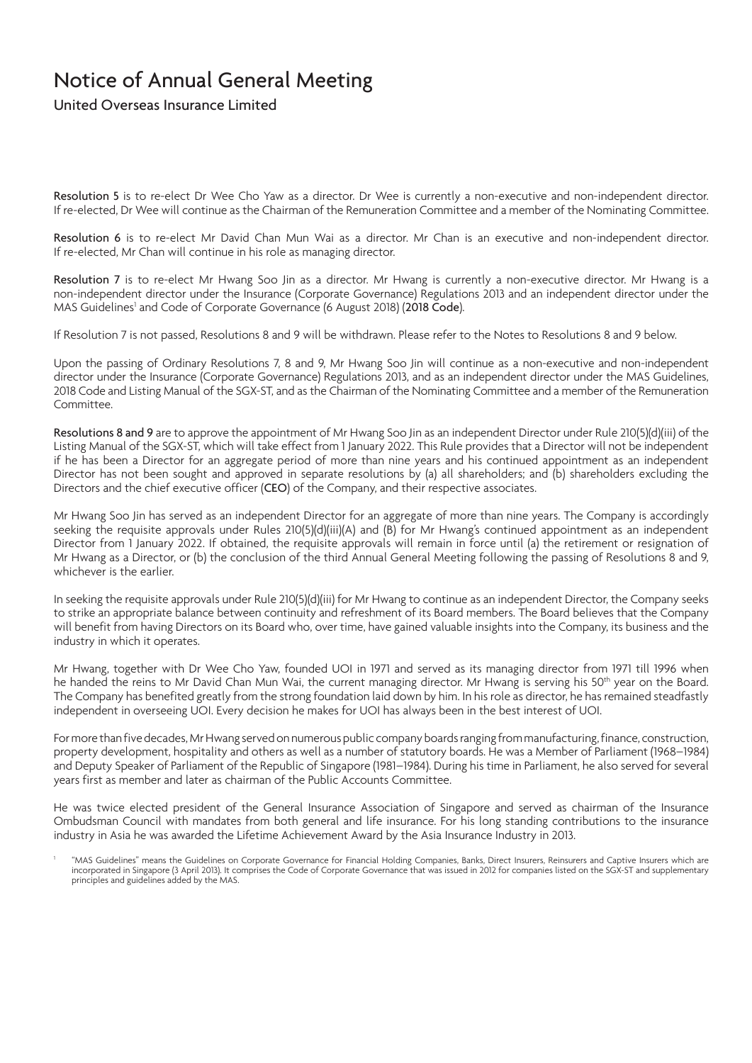# Notice of Annual General Meeting

United Overseas Insurance Limited

**Resolution 5** is to re-elect Dr Wee Cho Yaw as a director. Dr Wee is currently a non-executive and non-independent director. If re-elected, Dr Wee will continue as the Chairman of the Remuneration Committee and a member of the Nominating Committee.

**Resolution 6** is to re-elect Mr David Chan Mun Wai as a director. Mr Chan is an executive and non-independent director. If re-elected, Mr Chan will continue in his role as managing director.

**Resolution 7** is to re-elect Mr Hwang Soo Jin as a director. Mr Hwang is currently a non-executive director. Mr Hwang is a non-independent director under the Insurance (Corporate Governance) Regulations 2013 and an independent director under the MAS Guidelines[1] and Code of Corporate Governance (6 August 2018) (**2018 Code**).

If Resolution 7 is not passed, Resolutions 8 and 9 will be withdrawn. Please refer to the Notes to Resolutions 8 and 9 below.

Upon the passing of Ordinary Resolutions 7, 8 and 9, Mr Hwang Soo Jin will continue as a non-executive and non-independent director under the Insurance (Corporate Governance) Regulations 2013, and as an independent director under the MAS Guidelines, 2018 Code and Listing Manual of the SGX-ST, and as the Chairman of the Nominating Committee and a member of the Remuneration Committee.

**Resolutions 8 and 9** are to approve the appointment of Mr Hwang Soo Jin as an independent Director under Rule 210(5)(d)(iii) of the Listing Manual of the SGX-ST, which will take effect from 1 January 2022. This Rule provides that a Director will not be independent if he has been a Director for an aggregate period of more than nine years and his continued appointment as an independent Director has not been sought and approved in separate resolutions by (a) all shareholders; and (b) shareholders excluding the Directors and the chief executive officer (**CEO**) of the Company, and their respective associates.

Mr Hwang Soo Jin has served as an independent Director for an aggregate of more than nine years. The Company is accordingly seeking the requisite approvals under Rules 210(5)(d)(iii)(A) and (B) for Mr Hwang's continued appointment as an independent Director from 1 January 2022. If obtained, the requisite approvals will remain in force until (a) the retirement or resignation of Mr Hwang as a Director, or (b) the conclusion of the third Annual General Meeting following the passing of Resolutions 8 and 9, whichever is the earlier.

In seeking the requisite approvals under Rule 210(5)(d)(iii) for Mr Hwang to continue as an independent Director, the Company seeks to strike an appropriate balance between continuity and refreshment of its Board members. The Board believes that the Company will benefit from having Directors on its Board who, over time, have gained valuable insights into the Company, its business and the industry in which it operates.

Mr Hwang, together with Dr Wee Cho Yaw, founded UOI in 1971 and served as its managing director from 1971 till 1996 when he handed the reins to Mr David Chan Mun Wai, the current managing director. Mr Hwang is serving his 50th year on the Board. The Company has benefited greatly from the strong foundation laid down by him. In his role as director, he has remained steadfastly independent in overseeing UOI. Every decision he makes for UOI has always been in the best interest of UOI.

For more than five decades, Mr Hwang served on numerous public company boards ranging from manufacturing, finance, construction, property development, hospitality and others as well as a number of statutory boards. He was a Member of Parliament (1968–1984) and Deputy Speaker of Parliament of the Republic of Singapore (1981–1984). During his time in Parliament, he also served for several years first as member and later as chairman of the Public Accounts Committee.

He was twice elected president of the General Insurance Association of Singapore and served as chairman of the Insurance Ombudsman Council with mandates from both general and life insurance. For his long standing contributions to the insurance industry in Asia he was awarded the Lifetime Achievement Award by the Asia Insurance Industry in 2013.

[1] "MAS Guidelines" means the Guidelines on Corporate Governance for Financial Holding Companies, Banks, Direct Insurers, Reinsurers and Captive Insurers which are incorporated in Singapore (3 April 2013). It comprises the Code of Corporate Governance that was issued in 2012 for companies listed on the SGX-ST and supplementary principles and guidelines added by the MAS.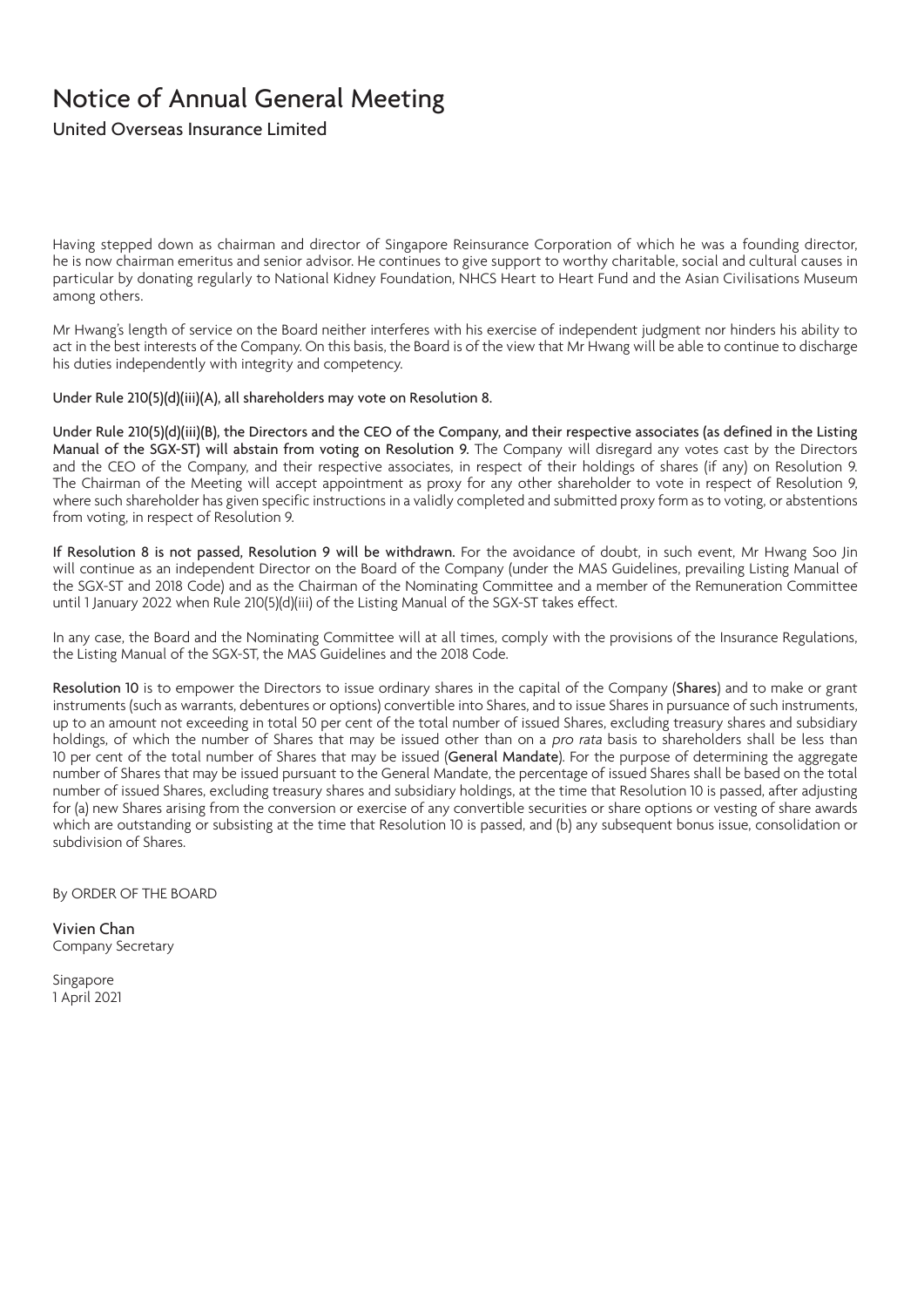# Notice of Annual General Meeting

United Overseas Insurance Limited

Having stepped down as chairman and director of Singapore Reinsurance Corporation of which he was a founding director, he is now chairman emeritus and senior advisor. He continues to give support to worthy charitable, social and cultural causes in particular by donating regularly to National Kidney Foundation, NHCS Heart to Heart Fund and the Asian Civilisations Museum among others.

Mr Hwang's length of service on the Board neither interferes with his exercise of independent judgment nor hinders his ability to act in the best interests of the Company. On this basis, the Board is of the view that Mr Hwang will be able to continue to discharge his duties independently with integrity and competency.

**Under Rule 210(5)(d)(iii)(A), all shareholders may vote on Resolution 8.**

**Under Rule 210(5)(d)(iii)(B), the Directors and the CEO of the Company, and their respective associates (as defined in the Listing Manual of the SGX-ST) will abstain from voting on Resolution 9.** The Company will disregard any votes cast by the Directors and the CEO of the Company, and their respective associates, in respect of their holdings of shares (if any) on Resolution 9. The Chairman of the Meeting will accept appointment as proxy for any other shareholder to vote in respect of Resolution 9, where such shareholder has given specific instructions in a validly completed and submitted proxy form as to voting, or abstentions from voting, in respect of Resolution 9.

**If Resolution 8 is not passed, Resolution 9 will be withdrawn.** For the avoidance of doubt, in such event, Mr Hwang Soo Jin will continue as an independent Director on the Board of the Company (under the MAS Guidelines, prevailing Listing Manual of the SGX-ST and 2018 Code) and as the Chairman of the Nominating Committee and a member of the Remuneration Committee until 1 January 2022 when Rule 210(5)(d)(iii) of the Listing Manual of the SGX-ST takes effect.

In any case, the Board and the Nominating Committee will at all times, comply with the provisions of the Insurance Regulations, the Listing Manual of the SGX-ST, the MAS Guidelines and the 2018 Code.

**Resolution 10** is to empower the Directors to issue ordinary shares in the capital of the Company (**Shares**) and to make or grant instruments (such as warrants, debentures or options) convertible into Shares, and to issue Shares in pursuance of such instruments, up to an amount not exceeding in total 50 per cent of the total number of issued Shares, excluding treasury shares and subsidiary holdings, of which the number of Shares that may be issued other than on a *pro rata* basis to shareholders shall be less than 10 per cent of the total number of Shares that may be issued (**General Mandate**). For the purpose of determining the aggregate number of Shares that may be issued pursuant to the General Mandate, the percentage of issued Shares shall be based on the total number of issued Shares, excluding treasury shares and subsidiary holdings, at the time that Resolution 10 is passed, after adjusting for (a) new Shares arising from the conversion or exercise of any convertible securities or share options or vesting of share awards which are outstanding or subsisting at the time that Resolution 10 is passed, and (b) any subsequent bonus issue, consolidation or subdivision of Shares.

By ORDER OF THE BOARD

Vivien Chan
Company Secretary

Singapore
1 April 2021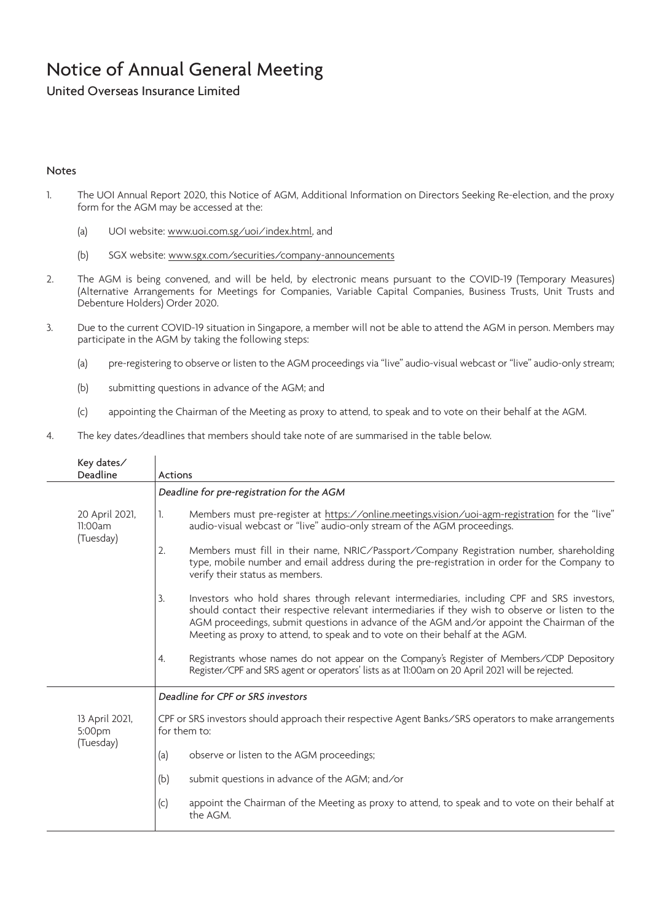# Notice of Annual General Meeting

United Overseas Insurance Limited

### Notes

1. The UOI Annual Report 2020, this Notice of AGM, Additional Information on Directors Seeking Re-election, and the proxy form for the AGM may be accessed at the:

   (a) UOI website: www.uoi.com.sg/uoi/index.html, and

   (b) SGX website: www.sgx.com/securities/company-announcements

2. The AGM is being convened, and will be held, by electronic means pursuant to the COVID-19 (Temporary Measures) (Alternative Arrangements for Meetings for Companies, Variable Capital Companies, Business Trusts, Unit Trusts and Debenture Holders) Order 2020.

3. Due to the current COVID-19 situation in Singapore, a member will not be able to attend the AGM in person. Members may participate in the AGM by taking the following steps:

   (a) pre-registering to observe or listen to the AGM proceedings via "live" audio-visual webcast or "live" audio-only stream;

   (b) submitting questions in advance of the AGM; and

   (c) appointing the Chairman of the Meeting as proxy to attend, to speak and to vote on their behalf at the AGM.

4. The key dates/deadlines that members should take note of are summarised in the table below.

| Key dates/ Deadline | Actions |
|---|---|
| | *Deadline for pre-registration for the AGM* |
| 20 April 2021, 11:00am (Tuesday) | 1. Members must pre-register at https://online.meetings.vision/uoi-agm-registration for the "live" audio-visual webcast or "live" audio-only stream of the AGM proceedings.<br><br>2. Members must fill in their name, NRIC/Passport/Company Registration number, shareholding type, mobile number and email address during the pre-registration in order for the Company to verify their status as members.<br><br>3. Investors who hold shares through relevant intermediaries, including CPF and SRS investors, should contact their respective relevant intermediaries if they wish to observe or listen to the AGM proceedings, submit questions in advance of the AGM and/or appoint the Chairman of the Meeting as proxy to attend, to speak and to vote on their behalf at the AGM.<br><br>4. Registrants whose names do not appear on the Company's Register of Members/CDP Depository Register/CPF and SRS agent or operators' lists as at 11:00am on 20 April 2021 will be rejected. |
| | *Deadline for CPF or SRS investors* |
| 13 April 2021, 5:00pm (Tuesday) | CPF or SRS investors should approach their respective Agent Banks/SRS operators to make arrangements for them to:<br><br>(a) observe or listen to the AGM proceedings;<br><br>(b) submit questions in advance of the AGM; and/or<br><br>(c) appoint the Chairman of the Meeting as proxy to attend, to speak and to vote on their behalf at the AGM. |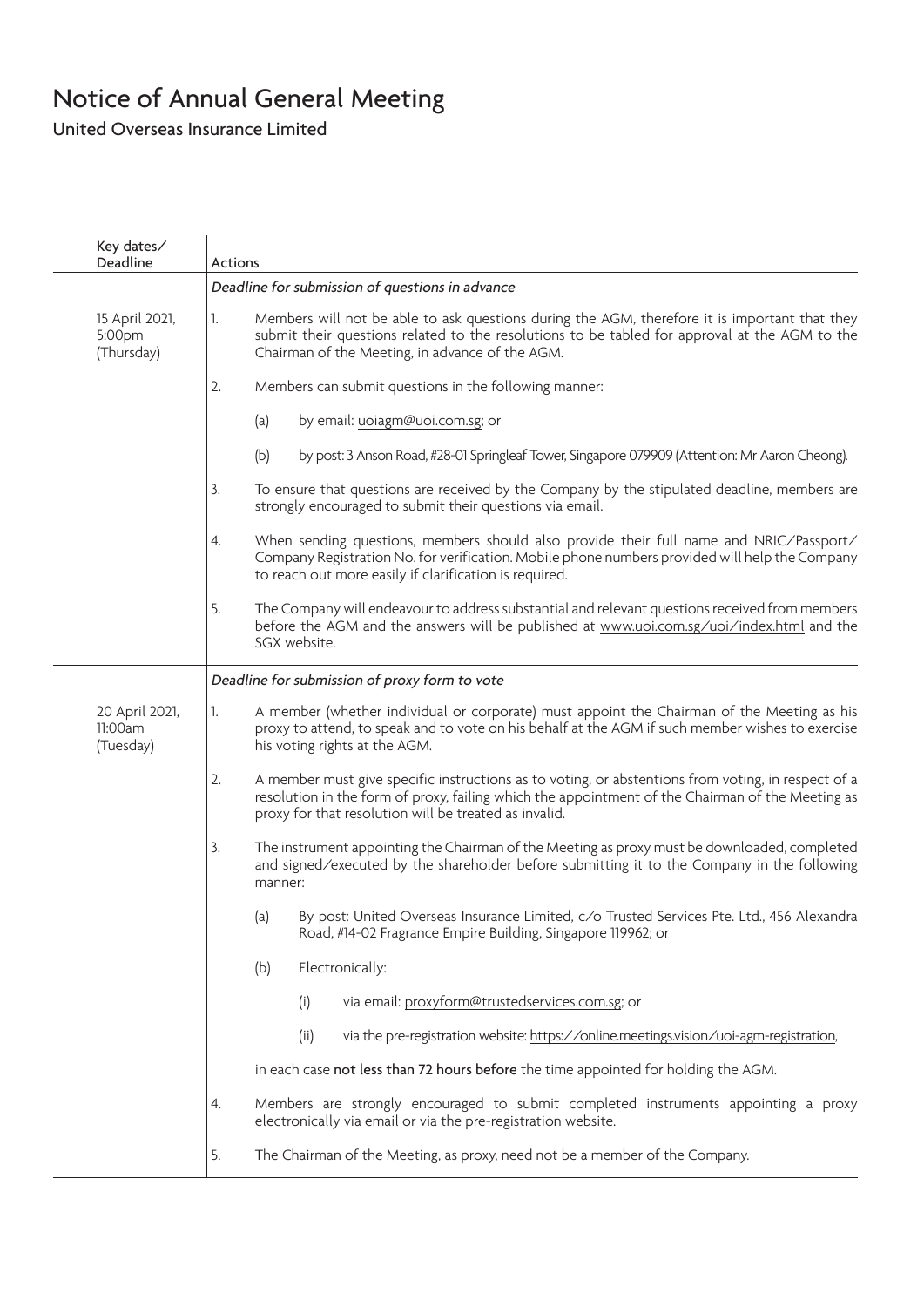# Notice of Annual General Meeting

United Overseas Insurance Limited

| Key dates/ Deadline | Actions |
|---|---|
| | *Deadline for submission of questions in advance* |
| 15 April 2021, 5:00pm (Thursday) | 1. Members will not be able to ask questions during the AGM, therefore it is important that they submit their questions related to the resolutions to be tabled for approval at the AGM to the Chairman of the Meeting, in advance of the AGM.<br><br>2. Members can submit questions in the following manner:<br>(a) by email: uoiagm@uoi.com.sg; or<br>(b) by post: 3 Anson Road, #28-01 Springleaf Tower, Singapore 079909 (Attention: Mr Aaron Cheong).<br><br>3. To ensure that questions are received by the Company by the stipulated deadline, members are strongly encouraged to submit their questions via email.<br><br>4. When sending questions, members should also provide their full name and NRIC/Passport/ Company Registration No. for verification. Mobile phone numbers provided will help the Company to reach out more easily if clarification is required.<br><br>5. The Company will endeavour to address substantial and relevant questions received from members before the AGM and the answers will be published at www.uoi.com.sg/uoi/index.html and the SGX website. |
| | *Deadline for submission of proxy form to vote* |
| 20 April 2021, 11:00am (Tuesday) | 1. A member (whether individual or corporate) must appoint the Chairman of the Meeting as his proxy to attend, to speak and to vote on his behalf at the AGM if such member wishes to exercise his voting rights at the AGM.<br><br>2. A member must give specific instructions as to voting, or abstentions from voting, in respect of a resolution in the form of proxy, failing which the appointment of the Chairman of the Meeting as proxy for that resolution will be treated as invalid.<br><br>3. The instrument appointing the Chairman of the Meeting as proxy must be downloaded, completed and signed/executed by the shareholder before submitting it to the Company in the following manner:<br>(a) By post: United Overseas Insurance Limited, c/o Trusted Services Pte. Ltd., 456 Alexandra Road, #14-02 Fragrance Empire Building, Singapore 119962; or<br>(b) Electronically:<br>(i) via email: proxyform@trustedservices.com.sg; or<br>(ii) via the pre-registration website: https://online.meetings.vision/uoi-agm-registration,<br>in each case **not less than 72 hours before** the time appointed for holding the AGM.<br><br>4. Members are strongly encouraged to submit completed instruments appointing a proxy electronically via email or via the pre-registration website.<br><br>5. The Chairman of the Meeting, as proxy, need not be a member of the Company. |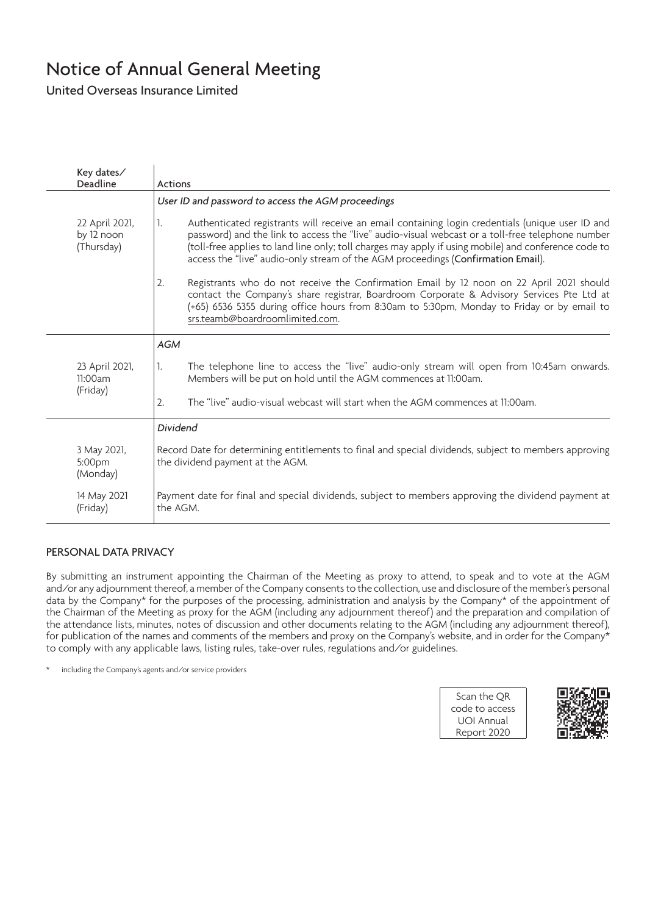# Notice of Annual General Meeting

United Overseas Insurance Limited

| Key dates/ Deadline | Actions |
| --- | --- |
| | *User ID and password to access the AGM proceedings* |
| 22 April 2021, by 12 noon (Thursday) | 1. Authenticated registrants will receive an email containing login credentials (unique user ID and password) and the link to access the "live" audio-visual webcast or a toll-free telephone number (toll-free applies to land line only; toll charges may apply if using mobile) and conference code to access the "live" audio-only stream of the AGM proceedings (**Confirmation Email**).<br>2. Registrants who do not receive the Confirmation Email by 12 noon on 22 April 2021 should contact the Company's share registrar, Boardroom Corporate & Advisory Services Pte Ltd at (+65) 6536 5355 during office hours from 8:30am to 5:30pm, Monday to Friday or by email to srs.teamb@boardroomlimited.com. |
| | *AGM* |
| 23 April 2021, 11:00am (Friday) | 1. The telephone line to access the "live" audio-only stream will open from 10:45am onwards. Members will be put on hold until the AGM commences at 11:00am.<br>2. The "live" audio-visual webcast will start when the AGM commences at 11:00am. |
| | *Dividend* |
| 3 May 2021, 5:00pm (Monday) | Record Date for determining entitlements to final and special dividends, subject to members approving the dividend payment at the AGM. |
| 14 May 2021 (Friday) | Payment date for final and special dividends, subject to members approving the dividend payment at the AGM. |

## PERSONAL DATA PRIVACY

By submitting an instrument appointing the Chairman of the Meeting as proxy to attend, to speak and to vote at the AGM and/or any adjournment thereof, a member of the Company consents to the collection, use and disclosure of the member's personal data by the Company* for the purposes of the processing, administration and analysis by the Company* of the appointment of the Chairman of the Meeting as proxy for the AGM (including any adjournment thereof) and the preparation and compilation of the attendance lists, minutes, notes of discussion and other documents relating to the AGM (including any adjournment thereof), for publication of the names and comments of the members and proxy on the Company's website, and in order for the Company* to comply with any applicable laws, listing rules, take-over rules, regulations and/or guidelines.

\* including the Company's agents and/or service providers

Scan the QR code to access UOI Annual Report 2020